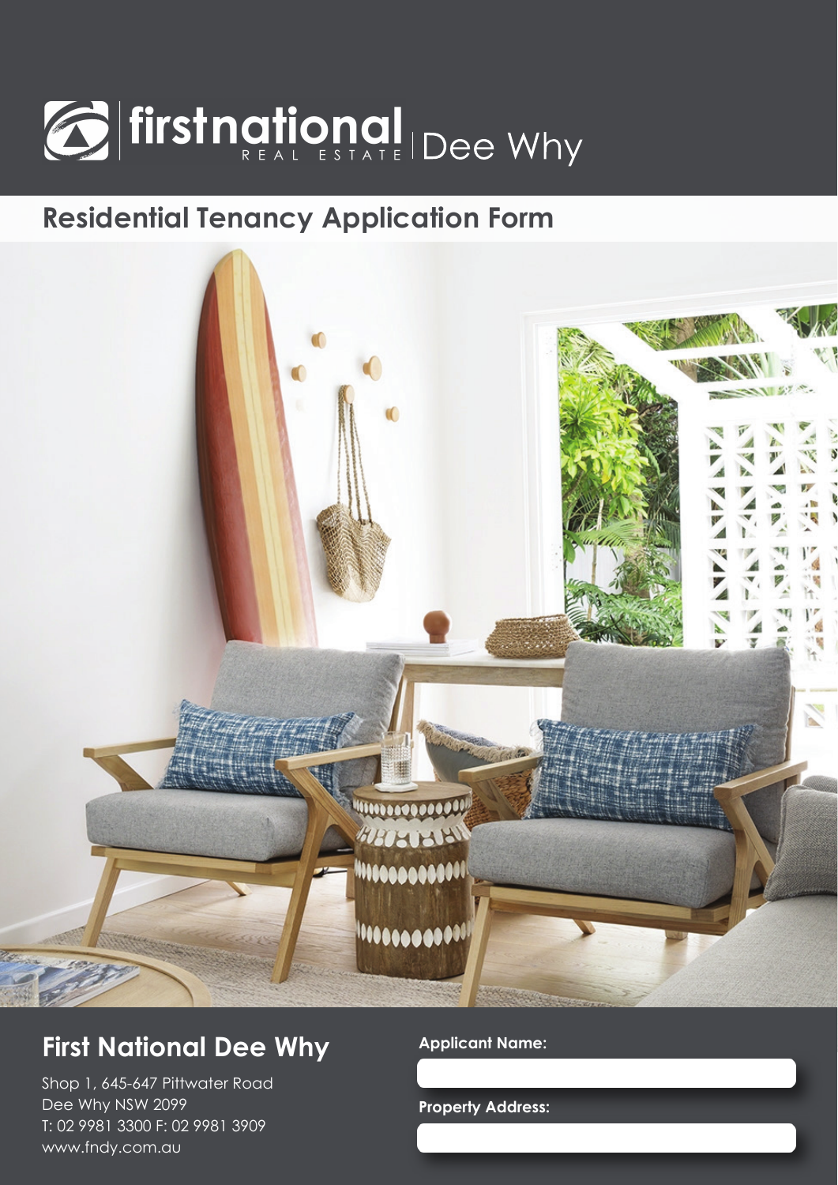# firstnational REAL ESTATE | Dee Why

## Residential Tenancy Application Form

## First National Dee Why

Shop 1, 645-647 Pittwater Road
Dee Why NSW 2099
T: 02 9981 3300 F: 02 9981 3909
www.fndy.com.au

**Applicant Name:**

**Property Address:**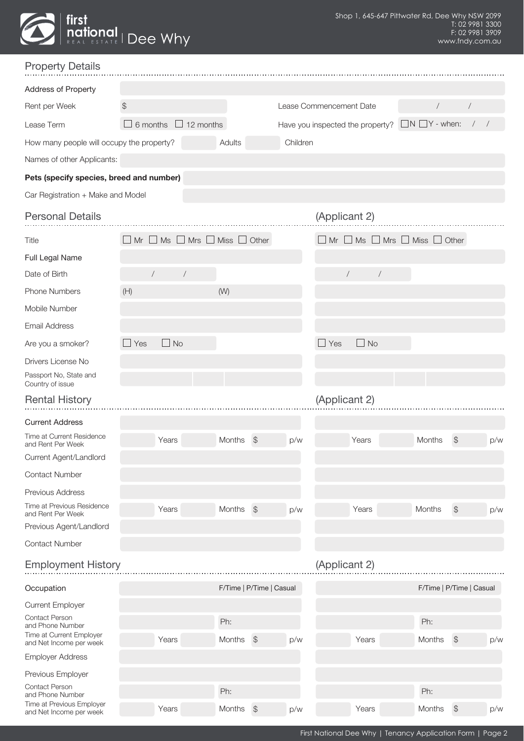first national REAL ESTATE | Dee Why

Shop 1, 645-647 Pittwater Rd, Dee Why NSW 2099
T: 02 9981 3300
F: 02 9981 3909
www.fndy.com.au

## Property Details

| | | | |
|---|---|---|---|
| Address of Property | | | |
| Rent per Week | $ | Lease Commencement Date | / / |
| Lease Term | ☐ 6 months ☐ 12 months | Have you inspected the property? | ☐N ☐Y - when: / / |

How many people will occupy the property? ______ Adults ______ Children

Names of other Applicants:

**Pets (specify species, breed and number)**

Car Registration + Make and Model

## Personal Details

| | Applicant 1 | (Applicant 2) |
|---|---|---|
| Title | ☐ Mr ☐ Ms ☐ Mrs ☐ Miss ☐ Other | ☐ Mr ☐ Ms ☐ Mrs ☐ Miss ☐ Other |
| Full Legal Name | | |
| Date of Birth | / / | / / |
| Phone Numbers | (H) (W) | |
| Mobile Number | | |
| Email Address | | |
| Are you a smoker? | ☐ Yes ☐ No | ☐ Yes ☐ No |
| Drivers License No | | |
| Passport No, State and Country of issue | | |

## Rental History

| | Applicant 1 | (Applicant 2) |
|---|---|---|
| Current Address | | |
| Time at Current Residence and Rent Per Week | Years Months $ p/w | Years Months $ p/w |
| Current Agent/Landlord | | |
| Contact Number | | |
| Previous Address | | |
| Time at Previous Residence and Rent Per Week | Years Months $ p/w | Years Months $ p/w |
| Previous Agent/Landlord | | |
| Contact Number | | |

## Employment History

| | Applicant 1 | (Applicant 2) |
|---|---|---|
| Occupation | F/Time \| P/Time \| Casual | F/Time \| P/Time \| Casual |
| Current Employer | | |
| Contact Person and Phone Number | Ph: | Ph: |
| Time at Current Employer and Net Income per week | Years Months $ p/w | Years Months $ p/w |
| Employer Address | | |
| Previous Employer | | |
| Contact Person and Phone Number | Ph: | Ph: |
| Time at Previous Employer and Net Income per week | Years Months $ p/w | Years Months $ p/w |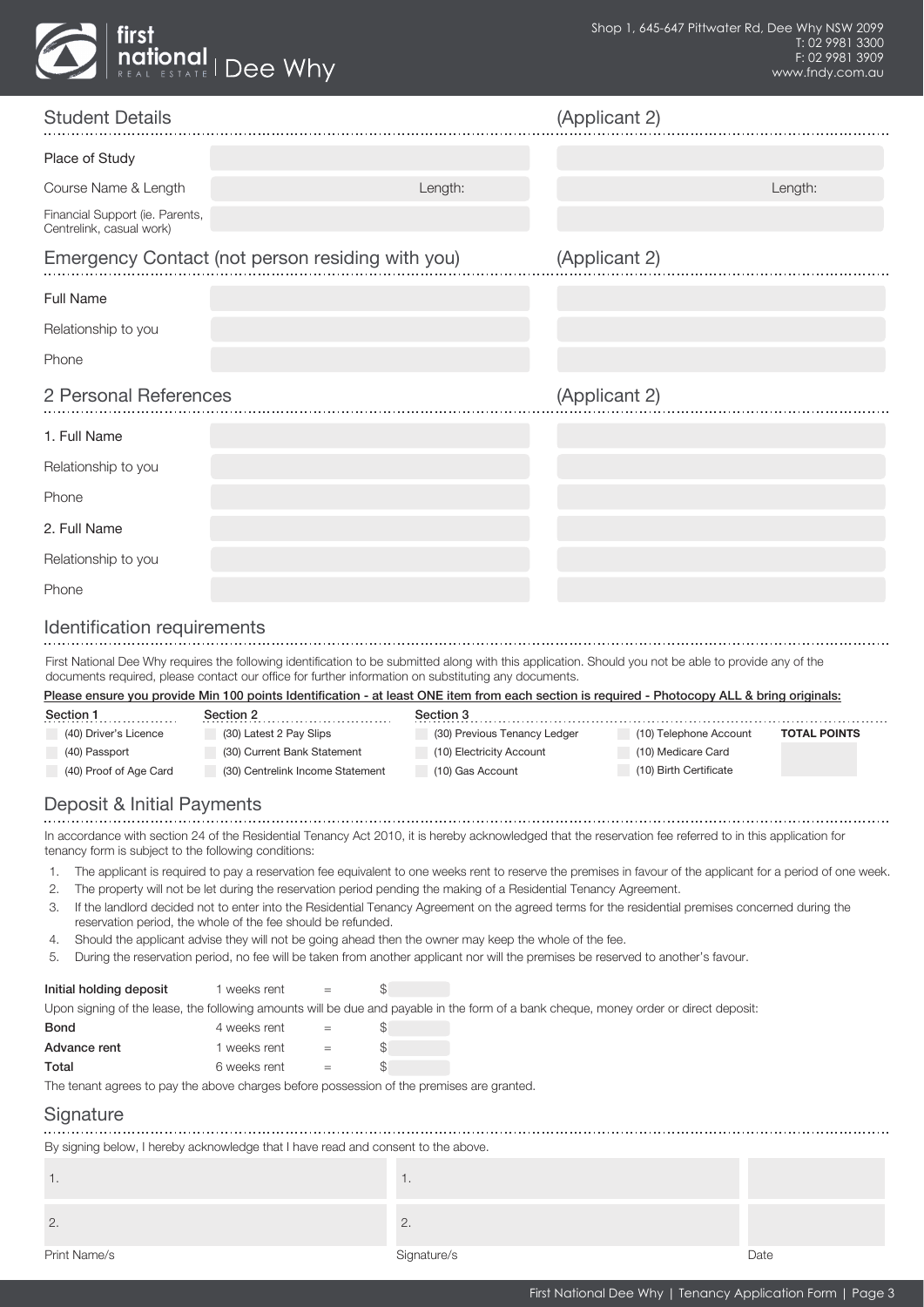first national REAL ESTATE | Dee Why

Shop 1, 645-647 Pittwater Rd, Dee Why NSW 2099
T: 02 9981 3300
F: 02 9981 3909
www.fndy.com.au

## Student Details

| | | (Applicant 2) |
|---|---|---|
| Place of Study | | |
| Course Name & Length | Length: | Length: |
| Financial Support (ie. Parents, Centrelink, casual work) | | |

## Emergency Contact (not person residing with you)

| | | (Applicant 2) |
|---|---|---|
| Full Name | | |
| Relationship to you | | |
| Phone | | |

## 2 Personal References

| | | (Applicant 2) |
|---|---|---|
| 1. Full Name | | |
| Relationship to you | | |
| Phone | | |
| 2. Full Name | | |
| Relationship to you | | |
| Phone | | |

## Identification requirements

First National Dee Why requires the following identification to be submitted along with this application. Should you not be able to provide any of the documents required, please contact our office for further information on substituting any documents.

**Please ensure you provide Min 100 points Identification - at least ONE item from each section is required - Photocopy ALL & bring originals:**

| Section 1 | Section 2 | Section 3 | | TOTAL POINTS |
|---|---|---|---|---|
| (40) Driver's Licence | (30) Latest 2 Pay Slips | (30) Previous Tenancy Ledger | (10) Telephone Account | |
| (40) Passport | (30) Current Bank Statement | (10) Electricity Account | (10) Medicare Card | |
| (40) Proof of Age Card | (30) Centrelink Income Statement | (10) Gas Account | (10) Birth Certificate | |

## Deposit & Initial Payments

In accordance with section 24 of the Residential Tenancy Act 2010, it is hereby acknowledged that the reservation fee referred to in this application for tenancy form is subject to the following conditions:

1. The applicant is required to pay a reservation fee equivalent to one weeks rent to reserve the premises in favour of the applicant for a period of one week.
2. The property will not be let during the reservation period pending the making of a Residential Tenancy Agreement.
3. If the landlord decided not to enter into the Residential Tenancy Agreement on the agreed terms for the residential premises concerned during the reservation period, the whole of the fee should be refunded.
4. Should the applicant advise they will not be going ahead then the owner may keep the whole of the fee.
5. During the reservation period, no fee will be taken from another applicant nor will the premises be reserved to another's favour.

**Initial holding deposit** 1 weeks rent = $

Upon signing of the lease, the following amounts will be due and payable in the form of a bank cheque, money order or direct deposit:

| | | | |
|---|---|---|---|
| **Bond** | 4 weeks rent | = | $ |
| **Advance rent** | 1 weeks rent | = | $ |
| **Total** | 6 weeks rent | = | $ |

The tenant agrees to pay the above charges before possession of the premises are granted.

## Signature

By signing below, I hereby acknowledge that I have read and consent to the above.

| Print Name/s | Signature/s | Date |
|---|---|---|
| 1. | 1. | |
| 2. | 2. | |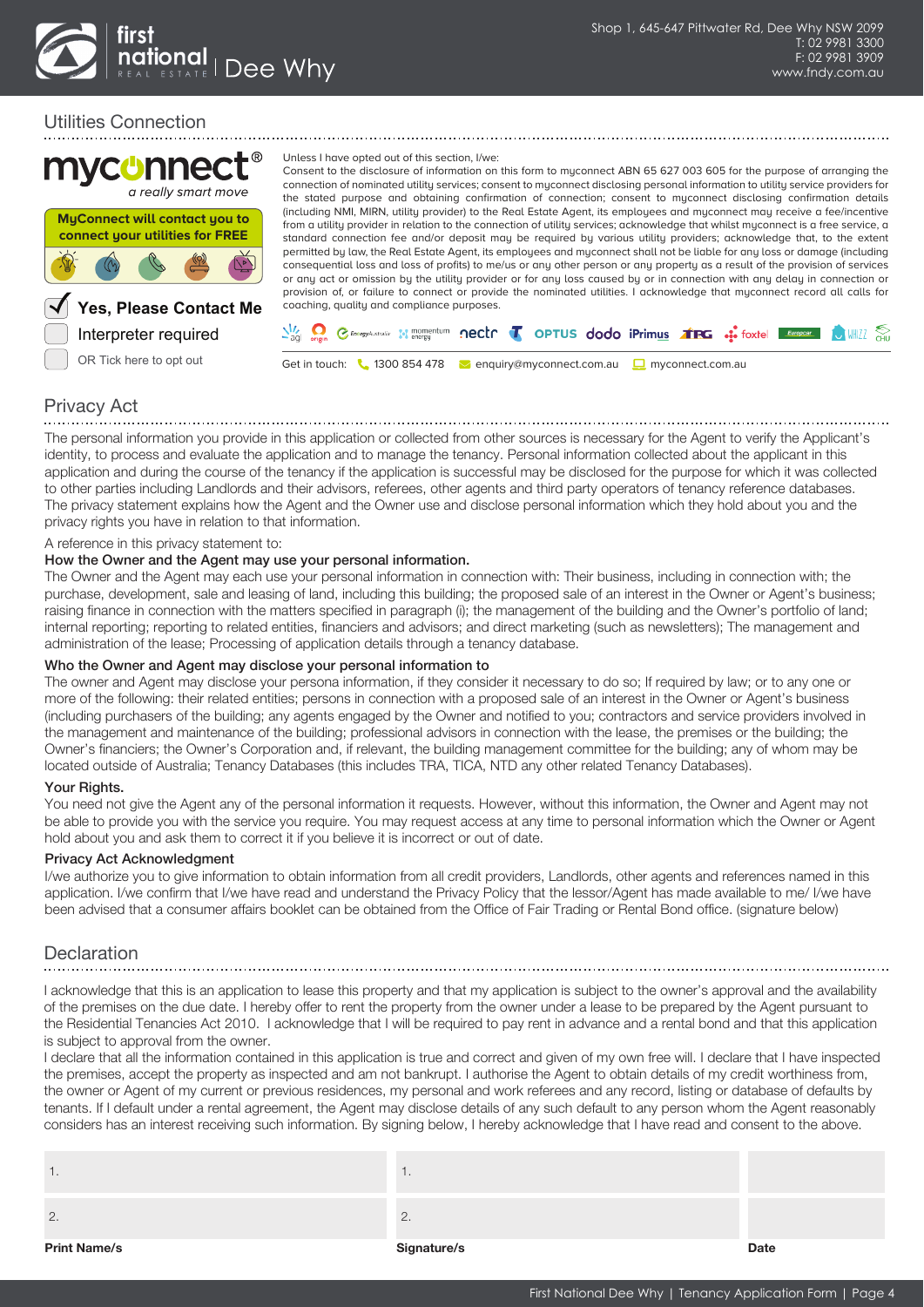## Utilities Connection

**myconnect®** *a really smart move*

**MyConnect will contact you to connect your utilities for FREE**

☑ **Yes, Please Contact Me**

☐ Interpreter required

☐ OR Tick here to opt out

Unless I have opted out of this section, I/we:
Consent to the disclosure of information on this form to myconnect ABN 65 627 003 605 for the purpose of arranging the connection of nominated utility services; consent to myconnect disclosing personal information to utility service providers for the stated purpose and obtaining confirmation of connection; consent to myconnect disclosing confirmation details (including NMI, MIRN, utility provider) to the Real Estate Agent, its employees and myconnect may receive a fee/incentive from a utility provider in relation to the connection of utility services; acknowledge that whilst myconnect is a free service, a standard connection fee and/or deposit may be required by various utility providers; acknowledge that, to the extent permitted by law, the Real Estate Agent, its employees and myconnect shall not be liable for any loss or damage (including consequential loss and loss of profits) to me/us or any other person or any property as a result of the provision of services or any act or omission by the utility provider or for any loss caused by or in connection with any delay in connection or provision of, or failure to connect or provide the nominated utilities. I acknowledge that myconnect record all calls for coaching, quality and compliance purposes.

Get in touch: 1300 854 478 | enquiry@myconnect.com.au | myconnect.com.au

## Privacy Act

The personal information you provide in this application or collected from other sources is necessary for the Agent to verify the Applicant's identity, to process and evaluate the application and to manage the tenancy. Personal information collected about the applicant in this application and during the course of the tenancy if the application is successful may be disclosed for the purpose for which it was collected to other parties including Landlords and their advisors, referees, other agents and third party operators of tenancy reference databases. The privacy statement explains how the Agent and the Owner use and disclose personal information which they hold about you and the privacy rights you have in relation to that information.

A reference in this privacy statement to:

**How the Owner and the Agent may use your personal information.**

The Owner and the Agent may each use your personal information in connection with: Their business, including in connection with; the purchase, development, sale and leasing of land, including this building; the proposed sale of an interest in the Owner or Agent's business; raising finance in connection with the matters specified in paragraph (i); the management of the building and the Owner's portfolio of land; internal reporting; reporting to related entities, financiers and advisors; and direct marketing (such as newsletters); The management and administration of the lease; Processing of application details through a tenancy database.

**Who the Owner and Agent may disclose your personal information to**

The owner and Agent may disclose your persona information, if they consider it necessary to do so; If required by law; or to any one or more of the following: their related entities; persons in connection with a proposed sale of an interest in the Owner or Agent's business (including purchasers of the building; any agents engaged by the Owner and notified to you; contractors and service providers involved in the management and maintenance of the building; professional advisors in connection with the lease, the premises or the building; the Owner's financiers; the Owner's Corporation and, if relevant, the building management committee for the building; any of whom may be located outside of Australia; Tenancy Databases (this includes TRA, TICA, NTD any other related Tenancy Databases).

**Your Rights.**

You need not give the Agent any of the personal information it requests. However, without this information, the Owner and Agent may not be able to provide you with the service you require. You may request access at any time to personal information which the Owner or Agent hold about you and ask them to correct it if you believe it is incorrect or out of date.

**Privacy Act Acknowledgment**

I/we authorize you to give information to obtain information from all credit providers, Landlords, other agents and references named in this application. I/we confirm that I/we have read and understand the Privacy Policy that the lessor/Agent has made available to me/ I/we have been advised that a consumer affairs booklet can be obtained from the Office of Fair Trading or Rental Bond office. (signature below)

## Declaration

I acknowledge that this is an application to lease this property and that my application is subject to the owner's approval and the availability of the premises on the due date. I hereby offer to rent the property from the owner under a lease to be prepared by the Agent pursuant to the Residential Tenancies Act 2010. I acknowledge that I will be required to pay rent in advance and a rental bond and that this application is subject to approval from the owner.

I declare that all the information contained in this application is true and correct and given of my own free will. I declare that I have inspected the premises, accept the property as inspected and am not bankrupt. I authorise the Agent to obtain details of my credit worthiness from, the owner or Agent of my current or previous residences, my personal and work referees and any record, listing or database of defaults by tenants. If I default under a rental agreement, the Agent may disclose details of any such default to any person whom the Agent reasonably considers has an interest receiving such information. By signing below, I hereby acknowledge that I have read and consent to the above.

| Print Name/s | Signature/s | Date |
|---|---|---|
| 1. | 1. | |
| 2. | 2. | |